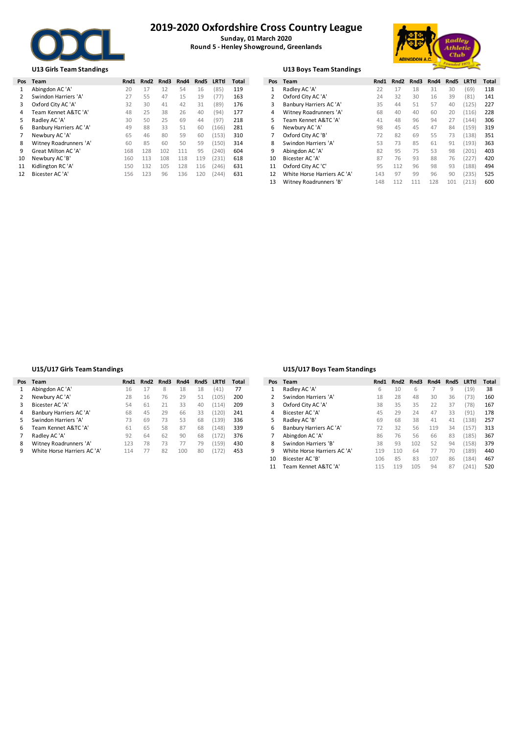# 2019-2020 Oxfordshire Cross Country League

**Sunday, 01 March 2020**

**Round 5 - Henley Showground, Greenlands**

### U13 Girls Team Standings

| Pos | Team | Rnd1 | Rnd2 | Rnd3 | Rnd4 | Rnd5 | LRTtl | Total |
|---|---|---|---|---|---|---|---|---|
| 1 | Abingdon AC 'A' | 20 | 17 | 12 | 54 | 16 | (85) | 119 |
| 2 | Swindon Harriers 'A' | 27 | 55 | 47 | 15 | 19 | (77) | 163 |
| 3 | Oxford City AC 'A' | 32 | 30 | 41 | 42 | 31 | (89) | 176 |
| 4 | Team Kennet A&TC 'A' | 48 | 25 | 38 | 26 | 40 | (94) | 177 |
| 5 | Radley AC 'A' | 30 | 50 | 25 | 69 | 44 | (97) | 218 |
| 6 | Banbury Harriers AC 'A' | 49 | 88 | 33 | 51 | 60 | (166) | 281 |
| 7 | Newbury AC 'A' | 65 | 46 | 80 | 59 | 60 | (153) | 310 |
| 8 | Witney Roadrunners 'A' | 60 | 85 | 60 | 50 | 59 | (150) | 314 |
| 9 | Great Milton AC 'A' | 168 | 128 | 102 | 111 | 95 | (240) | 604 |
| 10 | Newbury AC 'B' | 160 | 113 | 108 | 118 | 119 | (231) | 618 |
| 11 | Kidlington RC 'A' | 150 | 132 | 105 | 128 | 116 | (246) | 631 |
| 12 | Bicester AC 'A' | 156 | 123 | 96 | 136 | 120 | (244) | 631 |

### U13 Boys Team Standings

| Pos | Team | Rnd1 | Rnd2 | Rnd3 | Rnd4 | Rnd5 | LRTtl | Total |
|---|---|---|---|---|---|---|---|---|
| 1 | Radley AC 'A' | 22 | 17 | 18 | 31 | 30 | (69) | 118 |
| 2 | Oxford City AC 'A' | 24 | 32 | 30 | 16 | 39 | (81) | 141 |
| 3 | Banbury Harriers AC 'A' | 35 | 44 | 51 | 57 | 40 | (125) | 227 |
| 4 | Witney Roadrunners 'A' | 68 | 40 | 40 | 60 | 20 | (116) | 228 |
| 5 | Team Kennet A&TC 'A' | 41 | 48 | 96 | 94 | 27 | (144) | 306 |
| 6 | Newbury AC 'A' | 98 | 45 | 45 | 47 | 84 | (159) | 319 |
| 7 | Oxford City AC 'B' | 72 | 82 | 69 | 55 | 73 | (138) | 351 |
| 8 | Swindon Harriers 'A' | 53 | 73 | 85 | 61 | 91 | (193) | 363 |
| 9 | Abingdon AC 'A' | 82 | 95 | 75 | 53 | 98 | (201) | 403 |
| 10 | Bicester AC 'A' | 87 | 76 | 93 | 88 | 76 | (227) | 420 |
| 11 | Oxford City AC 'C' | 95 | 112 | 96 | 98 | 93 | (188) | 494 |
| 12 | White Horse Harriers AC 'A' | 143 | 97 | 99 | 96 | 90 | (235) | 525 |
| 13 | Witney Roadrunners 'B' | 148 | 112 | 111 | 128 | 101 | (213) | 600 |

### U15/U17 Girls Team Standings

| Pos | Team | Rnd1 | Rnd2 | Rnd3 | Rnd4 | Rnd5 | LRTtl | Total |
|---|---|---|---|---|---|---|---|---|
| 1 | Abingdon AC 'A' | 16 | 17 | 8 | 18 | 18 | (41) | 77 |
| 2 | Newbury AC 'A' | 28 | 16 | 76 | 29 | 51 | (105) | 200 |
| 3 | Bicester AC 'A' | 54 | 61 | 21 | 33 | 40 | (114) | 209 |
| 4 | Banbury Harriers AC 'A' | 68 | 45 | 29 | 66 | 33 | (120) | 241 |
| 5 | Swindon Harriers 'A' | 73 | 69 | 73 | 53 | 68 | (139) | 336 |
| 6 | Team Kennet A&TC 'A' | 61 | 65 | 58 | 87 | 68 | (148) | 339 |
| 7 | Radley AC 'A' | 92 | 64 | 62 | 90 | 68 | (172) | 376 |
| 8 | Witney Roadrunners 'A' | 123 | 78 | 73 | 77 | 79 | (159) | 430 |
| 9 | White Horse Harriers AC 'A' | 114 | 77 | 82 | 100 | 80 | (172) | 453 |

### U15/U17 Boys Team Standings

| Pos | Team | Rnd1 | Rnd2 | Rnd3 | Rnd4 | Rnd5 | LRTtl | Total |
|---|---|---|---|---|---|---|---|---|
| 1 | Radley AC 'A' | 6 | 10 | 6 | 7 | 9 | (19) | 38 |
| 2 | Swindon Harriers 'A' | 18 | 28 | 48 | 30 | 36 | (73) | 160 |
| 3 | Oxford City AC 'A' | 38 | 35 | 35 | 22 | 37 | (78) | 167 |
| 4 | Bicester AC 'A' | 45 | 29 | 24 | 47 | 33 | (91) | 178 |
| 5 | Radley AC 'B' | 69 | 68 | 38 | 41 | 41 | (138) | 257 |
| 6 | Banbury Harriers AC 'A' | 72 | 32 | 56 | 119 | 34 | (157) | 313 |
| 7 | Abingdon AC 'A' | 86 | 76 | 56 | 66 | 83 | (185) | 367 |
| 8 | Swindon Harriers 'B' | 38 | 93 | 102 | 52 | 94 | (158) | 379 |
| 9 | White Horse Harriers AC 'A' | 119 | 110 | 64 | 77 | 70 | (189) | 440 |
| 10 | Bicester AC 'B' | 106 | 85 | 83 | 107 | 86 | (184) | 467 |
| 11 | Team Kennet A&TC 'A' | 115 | 119 | 105 | 94 | 87 | (241) | 520 |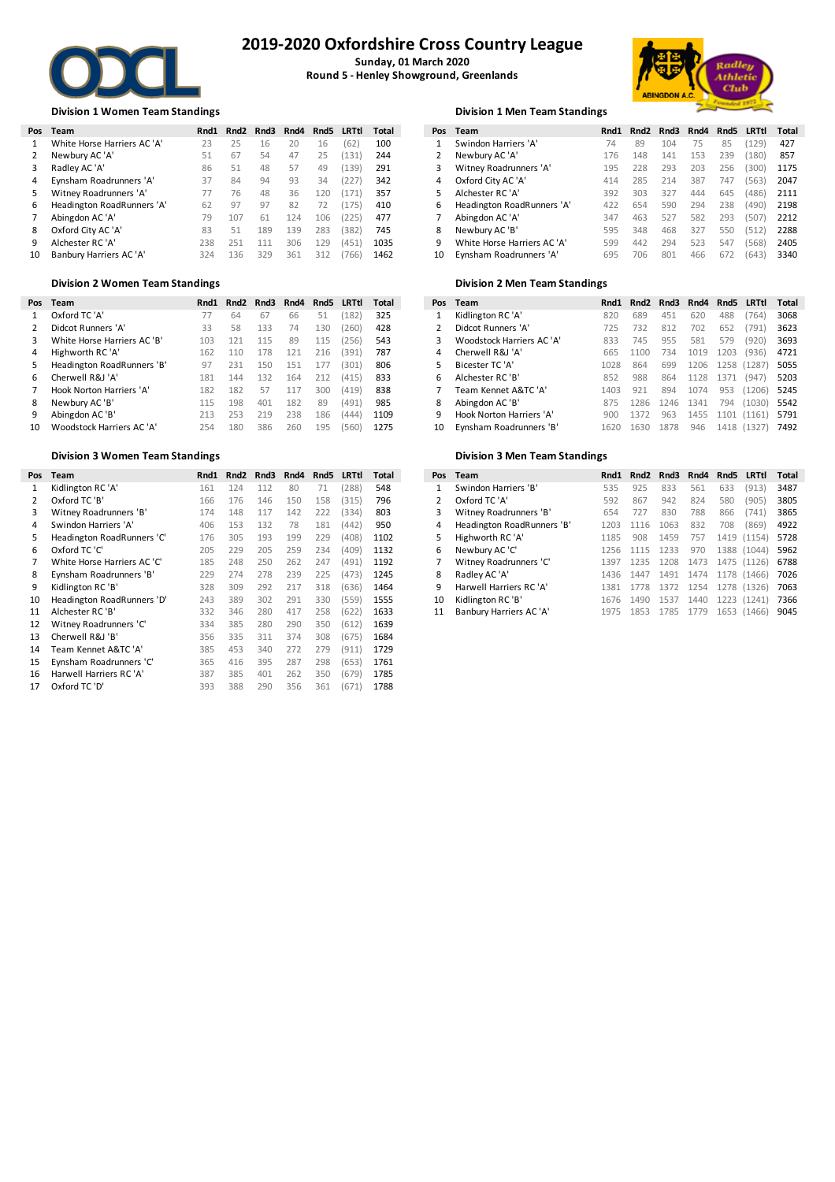# 2019-2020 Oxfordshire Cross Country League

**Sunday, 01 March 2020**

**Round 5 - Henley Showground, Greenlands**

## Division 1 Women Team Standings

| Pos | Team | Rnd1 | Rnd2 | Rnd3 | Rnd4 | Rnd5 | LRTtl | Total |
|---|---|---|---|---|---|---|---|---|
| 1 | White Horse Harriers AC 'A' | 23 | 25 | 16 | 20 | 16 | (62) | 100 |
| 2 | Newbury AC 'A' | 51 | 67 | 54 | 47 | 25 | (131) | 244 |
| 3 | Radley AC 'A' | 86 | 51 | 48 | 57 | 49 | (139) | 291 |
| 4 | Eynsham Roadrunners 'A' | 37 | 84 | 94 | 93 | 34 | (227) | 342 |
| 5 | Witney Roadrunners 'A' | 77 | 76 | 48 | 36 | 120 | (171) | 357 |
| 6 | Headington RoadRunners 'A' | 62 | 97 | 97 | 82 | 72 | (175) | 410 |
| 7 | Abingdon AC 'A' | 79 | 107 | 61 | 124 | 106 | (225) | 477 |
| 8 | Oxford City AC 'A' | 83 | 51 | 189 | 139 | 283 | (382) | 745 |
| 9 | Alchester RC 'A' | 238 | 251 | 111 | 306 | 129 | (451) | 1035 |
| 10 | Banbury Harriers AC 'A' | 324 | 136 | 329 | 361 | 312 | (766) | 1462 |

## Division 1 Men Team Standings

| Pos | Team | Rnd1 | Rnd2 | Rnd3 | Rnd4 | Rnd5 | LRTtl | Total |
|---|---|---|---|---|---|---|---|---|
| 1 | Swindon Harriers 'A' | 74 | 89 | 104 | 75 | 85 | (129) | 427 |
| 2 | Newbury AC 'A' | 176 | 148 | 141 | 153 | 239 | (180) | 857 |
| 3 | Witney Roadrunners 'A' | 195 | 228 | 293 | 203 | 256 | (300) | 1175 |
| 4 | Oxford City AC 'A' | 414 | 285 | 214 | 387 | 747 | (563) | 2047 |
| 5 | Alchester RC 'A' | 392 | 303 | 327 | 444 | 645 | (486) | 2111 |
| 6 | Headington RoadRunners 'A' | 422 | 654 | 590 | 294 | 238 | (490) | 2198 |
| 7 | Abingdon AC 'A' | 347 | 463 | 527 | 582 | 293 | (507) | 2212 |
| 8 | Newbury AC 'B' | 595 | 348 | 468 | 327 | 550 | (512) | 2288 |
| 9 | White Horse Harriers AC 'A' | 599 | 442 | 294 | 523 | 547 | (568) | 2405 |
| 10 | Eynsham Roadrunners 'A' | 695 | 706 | 801 | 466 | 672 | (643) | 3340 |

## Division 2 Women Team Standings

| Pos | Team | Rnd1 | Rnd2 | Rnd3 | Rnd4 | Rnd5 | LRTtl | Total |
|---|---|---|---|---|---|---|---|---|
| 1 | Oxford TC 'A' | 77 | 64 | 67 | 66 | 51 | (182) | 325 |
| 2 | Didcot Runners 'A' | 33 | 58 | 133 | 74 | 130 | (260) | 428 |
| 3 | White Horse Harriers AC 'B' | 103 | 121 | 115 | 89 | 115 | (256) | 543 |
| 4 | Highworth RC 'A' | 162 | 110 | 178 | 121 | 216 | (391) | 787 |
| 5 | Headington RoadRunners 'B' | 97 | 231 | 150 | 151 | 177 | (301) | 806 |
| 6 | Cherwell R&J 'A' | 181 | 144 | 132 | 164 | 212 | (415) | 833 |
| 7 | Hook Norton Harriers 'A' | 182 | 182 | 57 | 117 | 300 | (419) | 838 |
| 8 | Newbury AC 'B' | 115 | 198 | 401 | 182 | 89 | (491) | 985 |
| 9 | Abingdon AC 'B' | 213 | 253 | 219 | 238 | 186 | (444) | 1109 |
| 10 | Woodstock Harriers AC 'A' | 254 | 180 | 386 | 260 | 195 | (560) | 1275 |

## Division 2 Men Team Standings

| Pos | Team | Rnd1 | Rnd2 | Rnd3 | Rnd4 | Rnd5 | LRTtl | Total |
|---|---|---|---|---|---|---|---|---|
| 1 | Kidlington RC 'A' | 820 | 689 | 451 | 620 | 488 | (764) | 3068 |
| 2 | Didcot Runners 'A' | 725 | 732 | 812 | 702 | 652 | (791) | 3623 |
| 3 | Woodstock Harriers AC 'A' | 833 | 745 | 955 | 581 | 579 | (920) | 3693 |
| 4 | Cherwell R&J 'A' | 665 | 1100 | 734 | 1019 | 1203 | (936) | 4721 |
| 5 | Bicester TC 'A' | 1028 | 864 | 699 | 1206 | 1258 | (1287) | 5055 |
| 6 | Alchester RC 'B' | 852 | 988 | 864 | 1128 | 1371 | (947) | 5203 |
| 7 | Team Kennet A&TC 'A' | 1403 | 921 | 894 | 1074 | 953 | (1206) | 5245 |
| 8 | Abingdon AC 'B' | 875 | 1286 | 1246 | 1341 | 794 | (1030) | 5542 |
| 9 | Hook Norton Harriers 'A' | 900 | 1372 | 963 | 1455 | 1101 | (1161) | 5791 |
| 10 | Eynsham Roadrunners 'B' | 1620 | 1630 | 1878 | 946 | 1418 | (1327) | 7492 |

## Division 3 Women Team Standings

| Pos | Team | Rnd1 | Rnd2 | Rnd3 | Rnd4 | Rnd5 | LRTtl | Total |
|---|---|---|---|---|---|---|---|---|
| 1 | Kidlington RC 'A' | 161 | 124 | 112 | 80 | 71 | (288) | 548 |
| 2 | Oxford TC 'B' | 166 | 176 | 146 | 150 | 158 | (315) | 796 |
| 3 | Witney Roadrunners 'B' | 174 | 148 | 117 | 142 | 222 | (334) | 803 |
| 4 | Swindon Harriers 'A' | 406 | 153 | 132 | 78 | 181 | (442) | 950 |
| 5 | Headington RoadRunners 'C' | 176 | 305 | 193 | 199 | 229 | (408) | 1102 |
| 6 | Oxford TC 'C' | 205 | 229 | 205 | 259 | 234 | (409) | 1132 |
| 7 | White Horse Harriers AC 'C' | 185 | 248 | 250 | 262 | 247 | (491) | 1192 |
| 8 | Eynsham Roadrunners 'B' | 229 | 274 | 278 | 239 | 225 | (473) | 1245 |
| 9 | Kidlington RC 'B' | 328 | 309 | 292 | 217 | 318 | (636) | 1464 |
| 10 | Headington RoadRunners 'D' | 243 | 389 | 302 | 291 | 330 | (559) | 1555 |
| 11 | Alchester RC 'B' | 332 | 346 | 280 | 417 | 258 | (622) | 1633 |
| 12 | Witney Roadrunners 'C' | 334 | 385 | 280 | 290 | 350 | (612) | 1639 |
| 13 | Cherwell R&J 'B' | 356 | 335 | 311 | 374 | 308 | (675) | 1684 |
| 14 | Team Kennet A&TC 'A' | 385 | 453 | 340 | 272 | 279 | (911) | 1729 |
| 15 | Eynsham Roadrunners 'C' | 365 | 416 | 395 | 287 | 298 | (653) | 1761 |
| 16 | Harwell Harriers RC 'A' | 387 | 385 | 401 | 262 | 350 | (679) | 1785 |
| 17 | Oxford TC 'D' | 393 | 388 | 290 | 356 | 361 | (671) | 1788 |

## Division 3 Men Team Standings

| Pos | Team | Rnd1 | Rnd2 | Rnd3 | Rnd4 | Rnd5 | LRTtl | Total |
|---|---|---|---|---|---|---|---|---|
| 1 | Swindon Harriers 'B' | 535 | 925 | 833 | 561 | 633 | (913) | 3487 |
| 2 | Oxford TC 'A' | 592 | 867 | 942 | 824 | 580 | (905) | 3805 |
| 3 | Witney Roadrunners 'B' | 654 | 727 | 830 | 788 | 866 | (741) | 3865 |
| 4 | Headington RoadRunners 'B' | 1203 | 1116 | 1063 | 832 | 708 | (869) | 4922 |
| 5 | Highworth RC 'A' | 1185 | 908 | 1459 | 757 | 1419 | (1154) | 5728 |
| 6 | Newbury AC 'C' | 1256 | 1115 | 1233 | 970 | 1388 | (1044) | 5962 |
| 7 | Witney Roadrunners 'C' | 1397 | 1235 | 1208 | 1473 | 1475 | (1126) | 6788 |
| 8 | Radley AC 'A' | 1436 | 1447 | 1491 | 1474 | 1178 | (1466) | 7026 |
| 9 | Harwell Harriers RC 'A' | 1381 | 1778 | 1372 | 1254 | 1278 | (1326) | 7063 |
| 10 | Kidlington RC 'B' | 1676 | 1490 | 1537 | 1440 | 1223 | (1241) | 7366 |
| 11 | Banbury Harriers AC 'A' | 1975 | 1853 | 1785 | 1779 | 1653 | (1466) | 9045 |